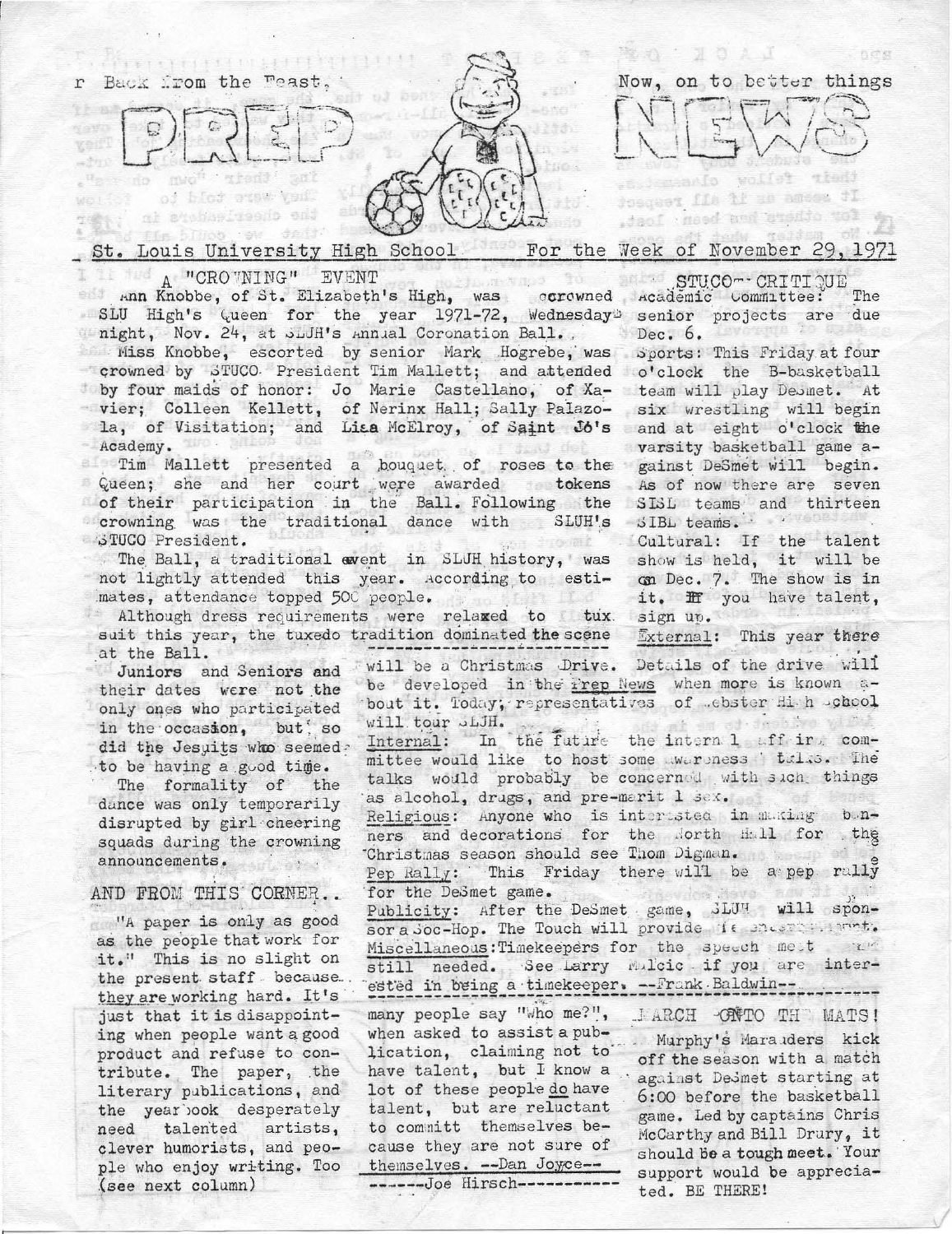r Back from the Feast,

# PREP NEWS

Now, on to better things

St. Louis University High School — For the Week of November 29, 1971

## A "CROWNING" EVENT

Ann Knobbe, of St. Elizabeth's High, was crowned SLU High's Queen for the year 1971-72, Wednesday night, Nov. 24, at SLUH's Annual Coronation Ball.

Miss Knobbe, escorted by senior Mark Hogrebe, was crowned by STUCO President Tim Mallett; and attended by four maids of honor: Jo Marie Castellano, of Xavier; Colleen Kellett, of Nerinx Hall; Sally Palazola, of Visitation; and Lisa McElroy, of Saint Jo's Academy.

Tim Mallett presented a bouquet of roses to the Queen; she and her court were awarded tokens of their participation in the Ball. Following the crowning was the traditional dance with SLUH's STUCO President.

The Ball, a traditional event in SLUH history, was not lightly attended this year. According to estimates, attendance topped 500 people.

Although dress requirements were relaxed to tux suit this year, the tuxedo tradition dominated the scene at the Ball.

Juniors and Seniors and their dates were not the only ones who participated in the occasion, but so did the Jesuits who seemed to be having a good time.

The formality of the dance was only temporarily disrupted by girl cheering squads during the crowning announcements.

## AND FROM THIS CORNER..

"A paper is only as good as the people that work for it." This is no slight on the present staff because they are working hard. It's just that it is disappointing when people want a good product and refuse to contribute. The paper, the literary publications, and the yearbook desperately need talented artists, clever humorists, and people who enjoy writing. Too (see next column)

many people say "Who me?", when asked to assist a publication, claiming not to have talent, but I know a lot of these people do have talent, but are reluctant to committ themselves because they are not sure of themselves. --Dan Joyce--

------Joe Hirsch-----------

## STUCO--CRITIQUE

Academic Committee: The senior projects are due Dec. 6.

Sports: This Friday at four o'clock the B-basketball team will play DeSmet. At six wrestling will begin and at eight o'clock the varsity basketball game against DeSmet will begin. As of now there are seven SISL teams and thirteen SIBL teams.

Cultural: If the talent show is held, it will be on Dec. 7. The show is in it. If you have talent, sign up.

External: This year there will be a Christmas Drive. Details of the drive will be developed in the Prep News when more is known about it. Today, representatives of Webster High School will tour SLUH.

Internal: In the future the internal affairs committee would like to host some awareness talks. The talks would probably be concerned with such things as alcohol, drugs, and pre-marital sex.

Religious: Anyone who is interested in making banners and decorations for the North Hall for the Christmas season should see Thom Digman.

Pep Rally: This Friday there will be a pep rally for the DeSmet game.

Publicity: After the DeSmet game, SLUH will sponsor a Soc-Hop. The Touch will provide the entertainment.

Miscellaneous: Timekeepers for the speech meet are still needed. See Larry Malcic if you are interested in being a timekeeper. --Frank Baldwin--

## MARCH ONTO THE MATS!

Murphy's Marauders kick off the season with a match against DeSmet starting at 6:00 before the basketball game. Led by captains Chris McCarthy and Bill Drury, it should be a tough meet. Your support would be appreciated. BE THERE!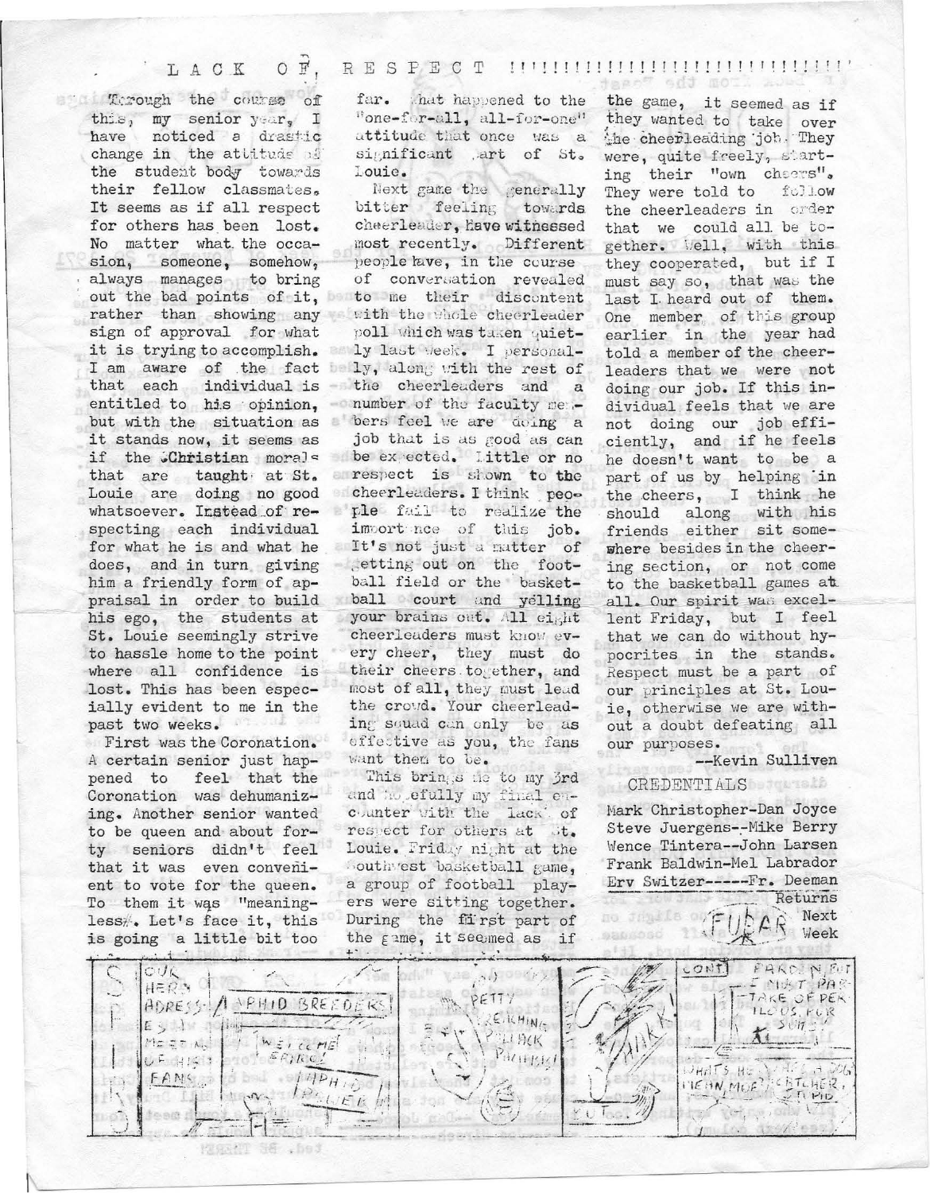# LACK OF RESPECT !!!!!!!!!!!!!!!!!!!!!!!!!!!!!!!!!!

Through the course of this, my senior year, I have noticed a drastic change in the attitude of the student body towards their fellow classmates. It seems as if all respect for others has been lost. No matter what the occasion, someone, somehow, always manages to bring out the bad points of it, rather than showing any sign of approval for what it is trying to accomplish. I am aware of the fact that each individual is entitled to his opinion, but with the situation as it stands now, it seems as if the Christian morals that are taught at St. Louie are doing no good whatsoever. Instead of respecting each individual for what he is and what he does, and in turn giving him a friendly form of appraisal in order to build his ego, the students at St. Louie seemingly strive to hassle home to the point where all confidence is lost. This has been especially evident to me in the past two weeks.

First was the Coronation. A certain senior just happened to feel that the Coronation was dehumanizing. Another senior wanted to be queen and about forty seniors didn't feel that it was even convenient to vote for the queen. To them it was "meaningless". Let's face it, this is going a little bit too far. What happened to the "one-for-all, all-for-one" attitude that once was a significant part of St. Louie.

Next game the generally bitter feeling towards cheerleader, have witnessed most recently. Different people have, in the course of conversation revealed to me their discontent with the whole cheerleader poll which was taken quietly last week. I personally, along with the rest of the cheerleaders and a number of the faculty members feel we are doing a job that is as good as can be expected. Little or no respect is shown to the cheerleaders. I think people fail to realize the importance of this job. It's not just a matter of getting out on the football field or the basketball court and yelling your brains out. All eight cheerleaders must know every cheer, they must do their cheers together, and most of all, they must lead the crowd. Your cheerleading squad can only be as effective as you, the fans want them to be.

This brings me to my 3rd and hopefully my final encounter with the lack of respect for others at St. Louie. Friday night at the Southwest basketball game, a group of football players were sitting together. During the first part of the game, it seemed as if they wanted to take over the cheerleading job. They were, quite freely, starting their "own cheers". They were told to follow the cheerleaders in order that we could all be together. Well, with this they cooperated, but if I must say so, that was the last I heard out of them. One member of this group earlier in the year had told a member of the cheerleaders that we were not doing our job. If this individual feels that we are not doing our job efficiently, and if he feels he doesn't want to be a part of us by helping in the cheers, I think he should along with his friends either sit somewhere besides in the cheering section, or not come to the basketball games at all. Our spirit was excellent Friday, but I feel that we can do without hypocrites in the stands. Respect must be a part of our principles at St. Louie, otherwise we are without a doubt defeating all our purposes.

--Kevin Sullivan

CREDENTIALS

Mark Christopher--Dan Joyce
Steve Juergens--Mike Berry
Wence Tintera--John Larsen
Frank Baldwin--Mel Labrador
Erv Switzer-----Fr. Deeman

FUBAR Returns Next Week